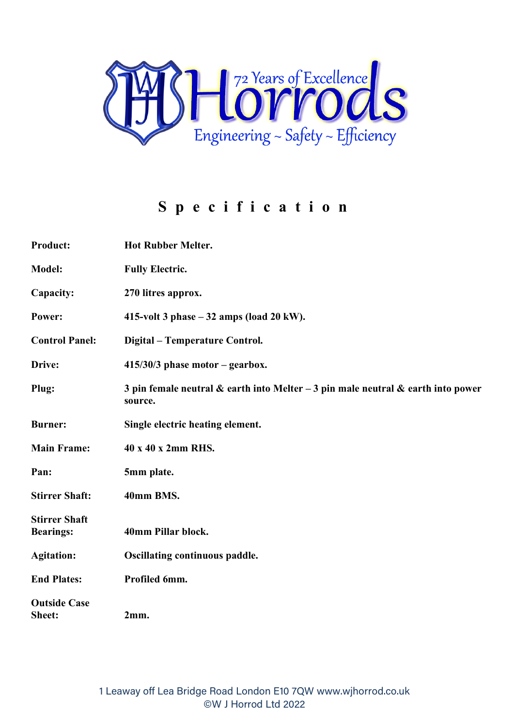72 Years of Excellence

Horrods

Engineering ~ Safety ~ Efficiency

# Specification

| | |
|---|---|
| **Product:** | **Hot Rubber Melter.** |
| **Model:** | **Fully Electric.** |
| **Capacity:** | **270 litres approx.** |
| **Power:** | **415-volt 3 phase – 32 amps (load 20 kW).** |
| **Control Panel:** | **Digital – Temperature Control.** |
| **Drive:** | **415/30/3 phase motor – gearbox.** |
| **Plug:** | **3 pin female neutral & earth into Melter – 3 pin male neutral & earth into power source.** |
| **Burner:** | **Single electric heating element.** |
| **Main Frame:** | **40 x 40 x 2mm RHS.** |
| **Pan:** | **5mm plate.** |
| **Stirrer Shaft:** | **40mm BMS.** |
| **Stirrer Shaft Bearings:** | **40mm Pillar block.** |
| **Agitation:** | **Oscillating continuous paddle.** |
| **End Plates:** | **Profiled 6mm.** |
| **Outside Case Sheet:** | **2mm.** |

1 Leaway off Lea Bridge Road London E10 7QW www.wjhorrod.co.uk
©W J Horrod Ltd 2022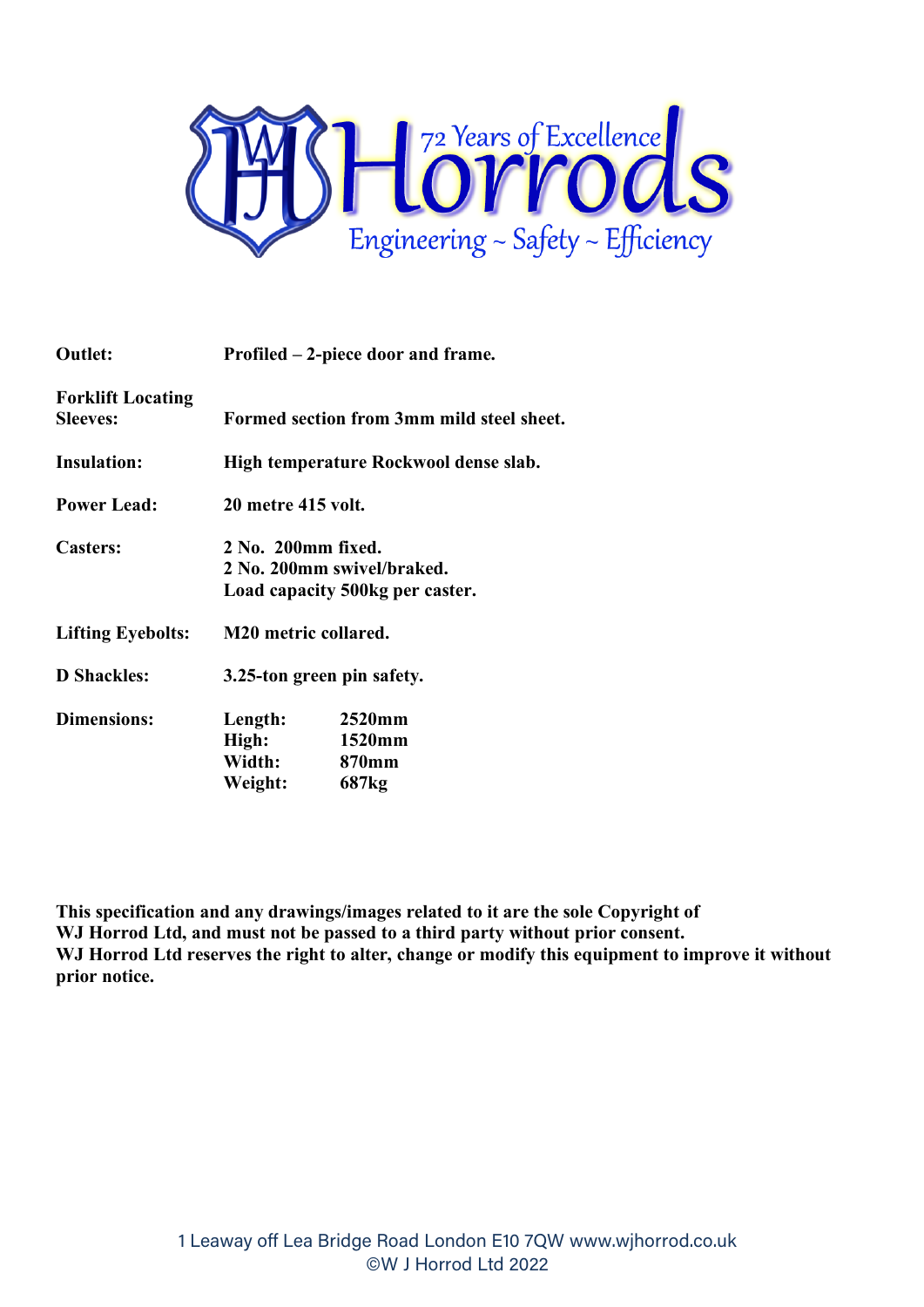**Outlet:** **Profiled – 2-piece door and frame.**

**Forklift Locating Sleeves:** **Formed section from 3mm mild steel sheet.**

**Insulation:** **High temperature Rockwool dense slab.**

**Power Lead:** **20 metre 415 volt.**

**Casters:** **2 No. 200mm fixed.**
**2 No. 200mm swivel/braked.**
**Load capacity 500kg per caster.**

**Lifting Eyebolts:** **M20 metric collared.**

**D Shackles:** **3.25-ton green pin safety.**

**Dimensions:**

| | |
|---|---|
| **Length:** | **2520mm** |
| **High:** | **1520mm** |
| **Width:** | **870mm** |
| **Weight:** | **687kg** |

**This specification and any drawings/images related to it are the sole Copyright of WJ Horrod Ltd, and must not be passed to a third party without prior consent.**
**WJ Horrod Ltd reserves the right to alter, change or modify this equipment to improve it without prior notice.**

1 Leaway off Lea Bridge Road London E10 7QW www.wjhorrod.co.uk
©W J Horrod Ltd 2022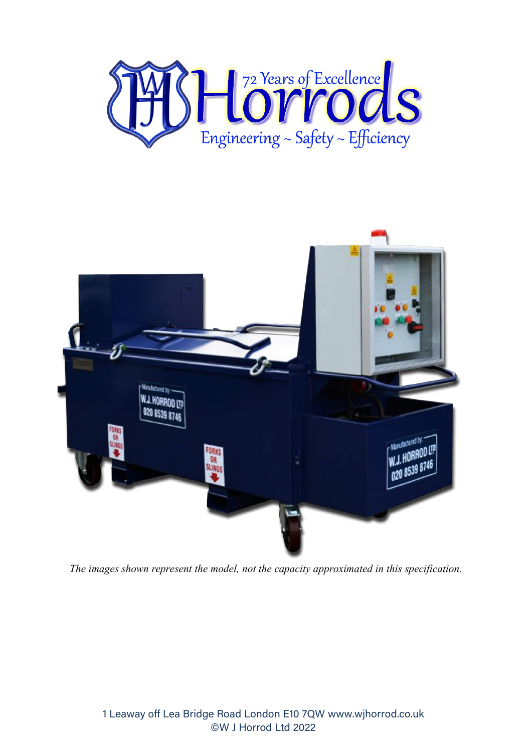72 Years of Excellence

# Horrods

Engineering ~ Safety ~ Efficiency

*The images shown represent the model, not the capacity approximated in this specification.*

1 Leaway off Lea Bridge Road London E10 7QW www.wjhorrod.co.uk
©W J Horrod Ltd 2022